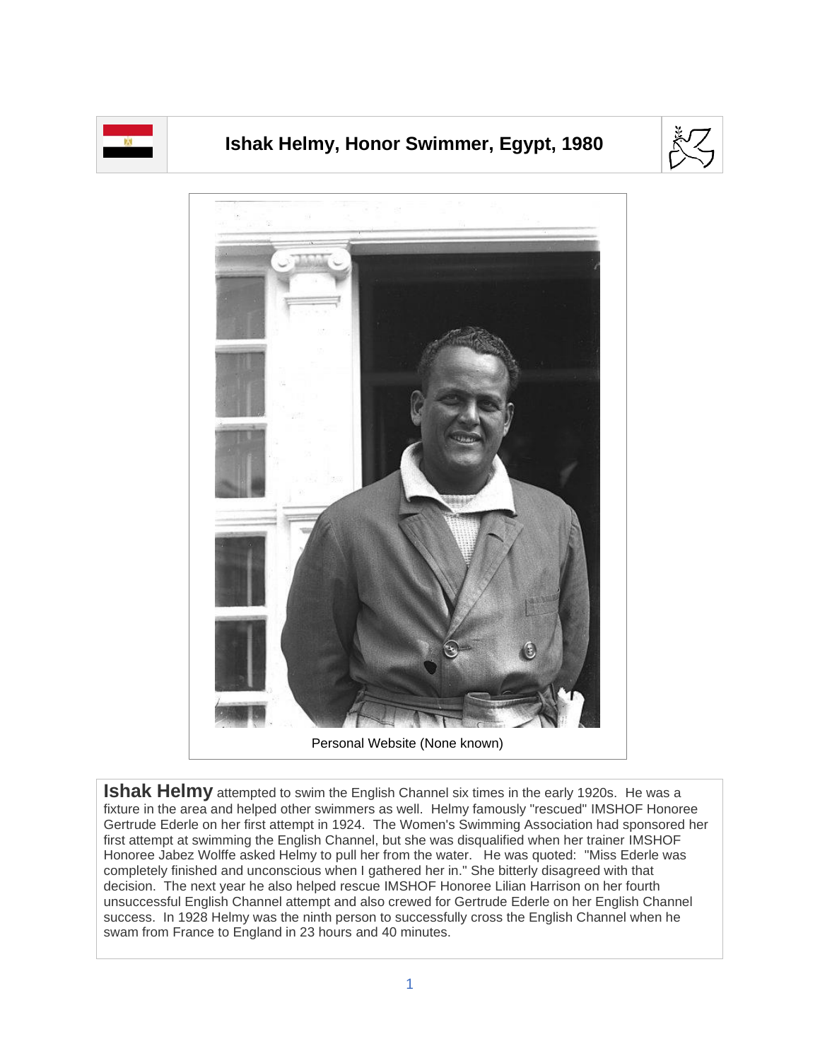# Ishak Helmy, Honor Swimmer, Egypt, 1980

Personal Website (None known)

**Ishak Helmy** attempted to swim the English Channel six times in the early 1920s. He was a fixture in the area and helped other swimmers as well. Helmy famously "rescued" IMSHOF Honoree Gertrude Ederle on her first attempt in 1924. The Women's Swimming Association had sponsored her first attempt at swimming the English Channel, but she was disqualified when her trainer IMSHOF Honoree Jabez Wolffe asked Helmy to pull her from the water. He was quoted: "Miss Ederle was completely finished and unconscious when I gathered her in." She bitterly disagreed with that decision. The next year he also helped rescue IMSHOF Honoree Lilian Harrison on her fourth unsuccessful English Channel attempt and also crewed for Gertrude Ederle on her English Channel success. In 1928 Helmy was the ninth person to successfully cross the English Channel when he swam from France to England in 23 hours and 40 minutes.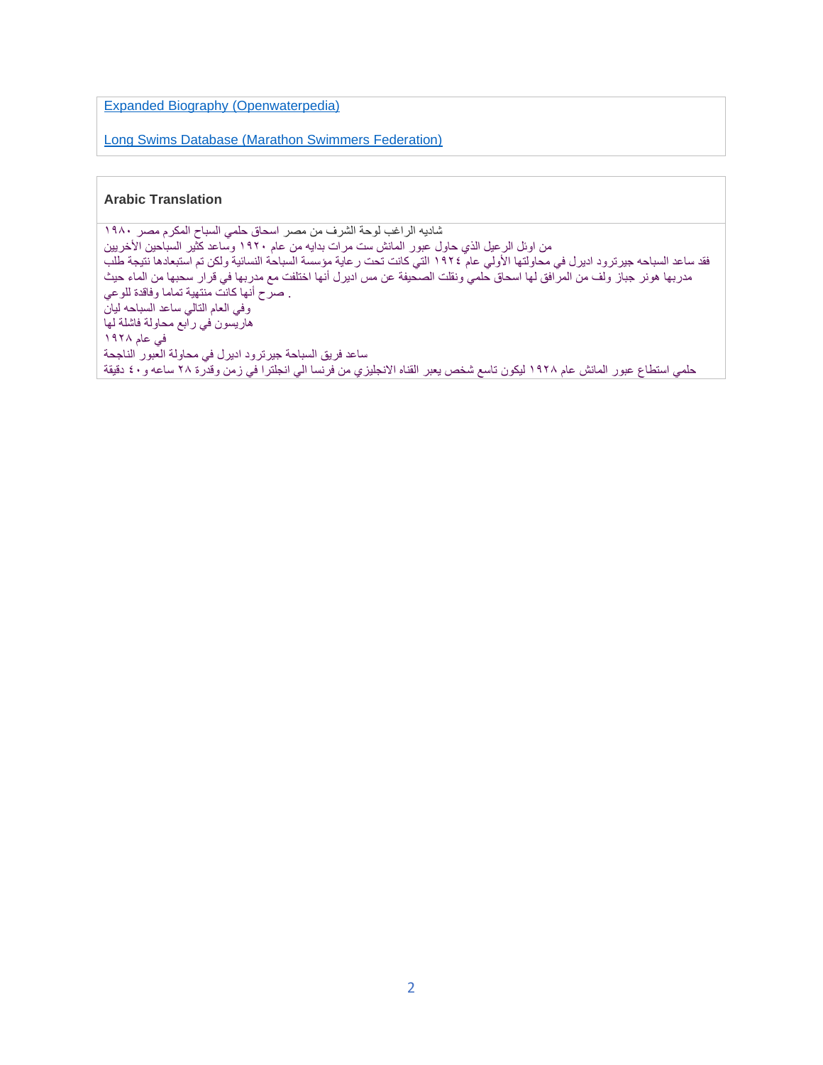[Expanded Biography (Openwaterpedia)]

[Long Swims Database (Marathon Swimmers Federation)]

**Arabic Translation**

شاديه الراغب لوحة الشرف من مصر اسحاق حلمي السباح المكرم مصر ١٩٨٠
من اوئل الرعيل الذي حاول عبور المانش ست مرات بدايه من عام ١٩٢٠ وساعد كثير السباحين الأخريين
فقد ساعد السباحه جيرترود اديرل في محاولتها الأولي عام ١٩٢٤ التي كانت تحت رعاية مؤسسة السباحة النسائية ولكن تم استبعادها نتيجة طلب
مدربها هونر جباز ولف من المرافق لها اسحاق حلمي ونقلت الصحيفة عن مس اديرل أنها اختلفت مع مدربها في قرار سحبها من الماء حيث
. صرح أنها كانت منتهية تماما وفاقدة للوعي
وفي العام التالي ساعد السباحه ليان
هاريسون في رابع محاولة فاشلة لها
في عام ١٩٢٨
ساعد فريق السباحة جيرترود اديرل في محاولة العبور الناجحة
حلمي استطاع عبور المانش عام ١٩٢٨ ليكون تاسع شخص يعبر القناه الانجليزي من فرنسا الي انجلترا في زمن وقدرة ٢٨ ساعه و٤٠ دقيقة